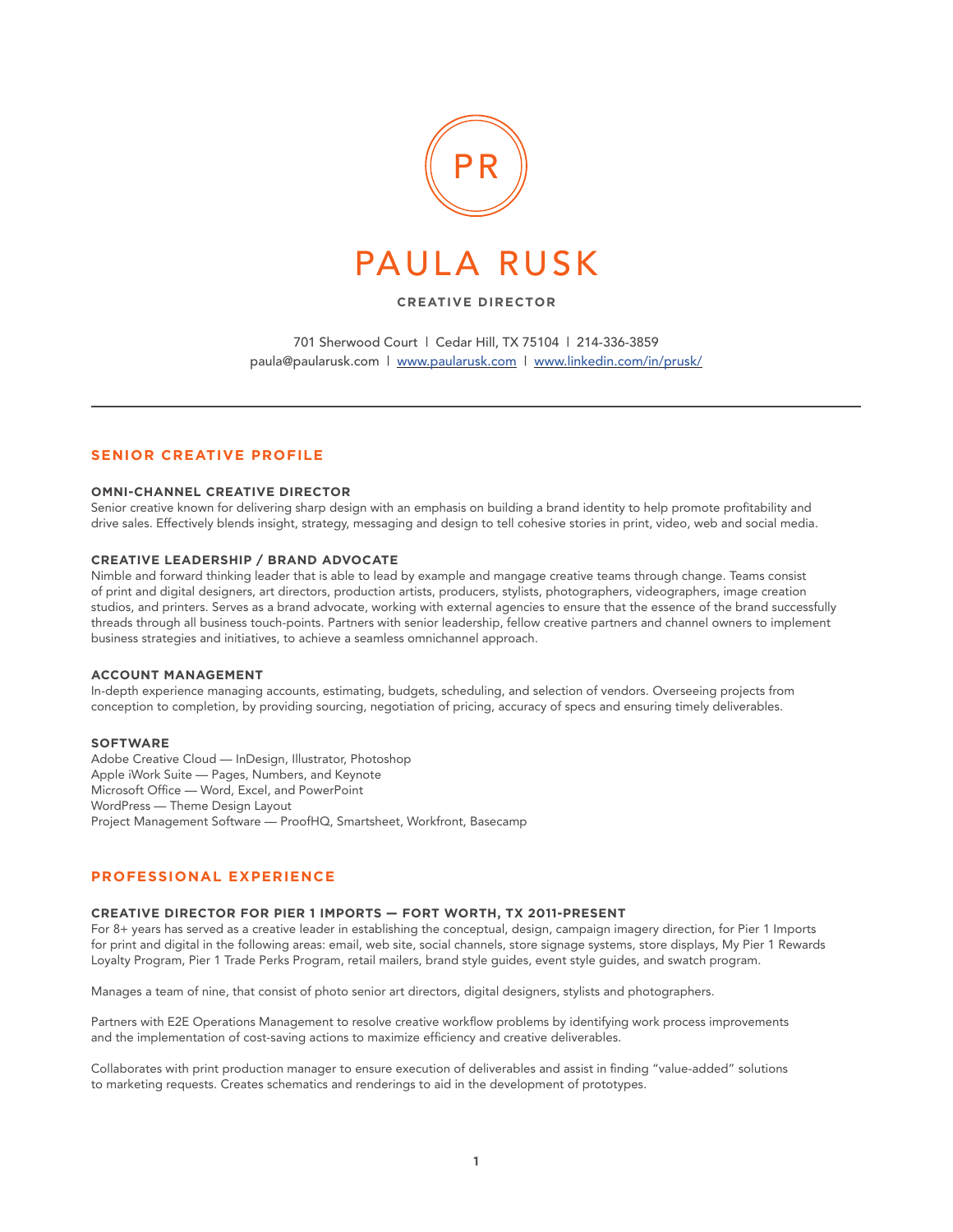PR

# PAULA RUSK

**CREATIVE DIRECTOR**

701 Sherwood Court | Cedar Hill, TX 75104 | 214-336-3859
paula@paularusk.com | [www.paularusk.com](http://www.paularusk.com) | [www.linkedin.com/in/prusk/](http://www.linkedin.com/in/prusk/)

---

## SENIOR CREATIVE PROFILE

### OMNI-CHANNEL CREATIVE DIRECTOR

Senior creative known for delivering sharp design with an emphasis on building a brand identity to help promote profitability and drive sales. Effectively blends insight, strategy, messaging and design to tell cohesive stories in print, video, web and social media.

### CREATIVE LEADERSHIP / BRAND ADVOCATE

Nimble and forward thinking leader that is able to lead by example and mangage creative teams through change. Teams consist of print and digital designers, art directors, production artists, producers, stylists, photographers, videographers, image creation studios, and printers. Serves as a brand advocate, working with external agencies to ensure that the essence of the brand successfully threads through all business touch-points. Partners with senior leadership, fellow creative partners and channel owners to implement business strategies and initiatives, to achieve a seamless omnichannel approach.

### ACCOUNT MANAGEMENT

In-depth experience managing accounts, estimating, budgets, scheduling, and selection of vendors. Overseeing projects from conception to completion, by providing sourcing, negotiation of pricing, accuracy of specs and ensuring timely deliverables.

### SOFTWARE

Adobe Creative Cloud — InDesign, Illustrator, Photoshop
Apple iWork Suite — Pages, Numbers, and Keynote
Microsoft Office — Word, Excel, and PowerPoint
WordPress — Theme Design Layout
Project Management Software — ProofHQ, Smartsheet, Workfront, Basecamp

## PROFESSIONAL EXPERIENCE

### CREATIVE DIRECTOR FOR PIER 1 IMPORTS — FORT WORTH, TX 2011-PRESENT

For 8+ years has served as a creative leader in establishing the conceptual, design, campaign imagery direction, for Pier 1 Imports for print and digital in the following areas: email, web site, social channels, store signage systems, store displays, My Pier 1 Rewards Loyalty Program, Pier 1 Trade Perks Program, retail mailers, brand style guides, event style guides, and swatch program.

Manages a team of nine, that consist of photo senior art directors, digital designers, stylists and photographers.

Partners with E2E Operations Management to resolve creative workflow problems by identifying work process improvements and the implementation of cost-saving actions to maximize efficiency and creative deliverables.

Collaborates with print production manager to ensure execution of deliverables and assist in finding "value-added" solutions to marketing requests. Creates schematics and renderings to aid in the development of prototypes.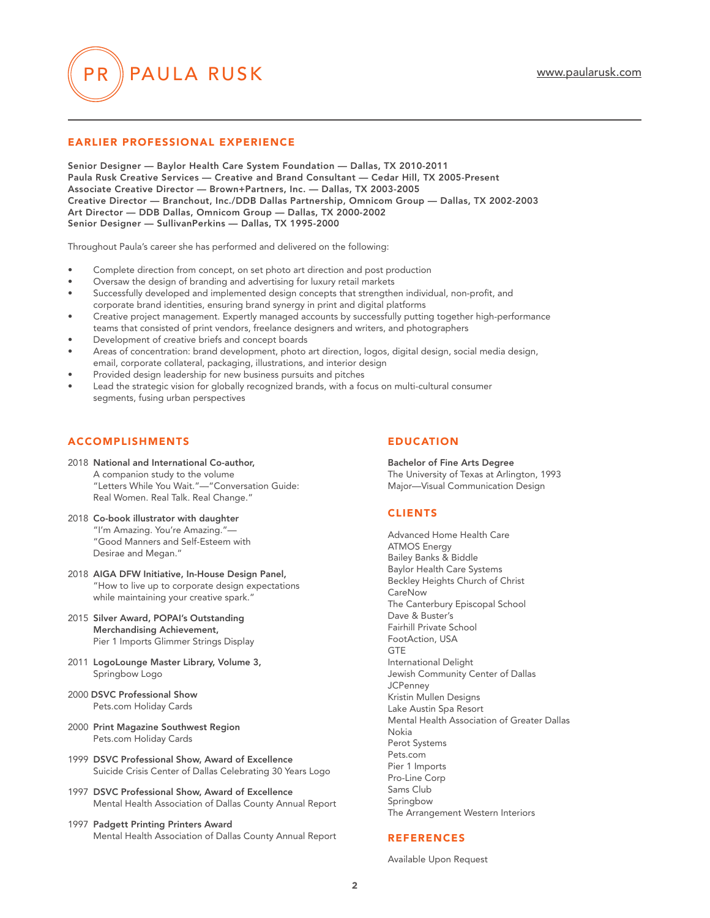# PR PAULA RUSK

www.paularusk.com

## EARLIER PROFESSIONAL EXPERIENCE

**Senior Designer — Baylor Health Care System Foundation — Dallas, TX 2010-2011**
**Paula Rusk Creative Services — Creative and Brand Consultant — Cedar Hill, TX 2005-Present**
**Associate Creative Director — Brown+Partners, Inc. — Dallas, TX 2003-2005**
**Creative Director — Branchout, Inc./DDB Dallas Partnership, Omnicom Group — Dallas, TX 2002-2003**
**Art Director — DDB Dallas, Omnicom Group — Dallas, TX 2000-2002**
**Senior Designer — SullivanPerkins — Dallas, TX 1995-2000**

Throughout Paula's career she has performed and delivered on the following:

- Complete direction from concept, on set photo art direction and post production
- Oversaw the design of branding and advertising for luxury retail markets
- Successfully developed and implemented design concepts that strengthen individual, non-profit, and corporate brand identities, ensuring brand synergy in print and digital platforms
- Creative project management. Expertly managed accounts by successfully putting together high-performance teams that consisted of print vendors, freelance designers and writers, and photographers
- Development of creative briefs and concept boards
- Areas of concentration: brand development, photo art direction, logos, digital design, social media design, email, corporate collateral, packaging, illustrations, and interior design
- Provided design leadership for new business pursuits and pitches
- Lead the strategic vision for globally recognized brands, with a focus on multi-cultural consumer segments, fusing urban perspectives

## ACCOMPLISHMENTS

2018 **National and International Co-author,**
A companion study to the volume "Letters While You Wait."—"Conversation Guide: Real Women. Real Talk. Real Change."

2018 **Co-book illustrator with daughter**
"I'm Amazing. You're Amazing."—"Good Manners and Self-Esteem with Desirae and Megan."

2018 **AIGA DFW Initiative, In-House Design Panel,**
"How to live up to corporate design expectations while maintaining your creative spark."

2015 **Silver Award, POPAI's Outstanding Merchandising Achievement,**
Pier 1 Imports Glimmer Strings Display

2011 **LogoLounge Master Library, Volume 3,**
Springbow Logo

2000 **DSVC Professional Show**
Pets.com Holiday Cards

2000 **Print Magazine Southwest Region**
Pets.com Holiday Cards

1999 **DSVC Professional Show, Award of Excellence**
Suicide Crisis Center of Dallas Celebrating 30 Years Logo

1997 **DSVC Professional Show, Award of Excellence**
Mental Health Association of Dallas County Annual Report

1997 **Padgett Printing Printers Award**
Mental Health Association of Dallas County Annual Report

## EDUCATION

**Bachelor of Fine Arts Degree**
The University of Texas at Arlington, 1993
Major—Visual Communication Design

## CLIENTS

Advanced Home Health Care
ATMOS Energy
Bailey Banks & Biddle
Baylor Health Care Systems
Beckley Heights Church of Christ
CareNow
The Canterbury Episcopal School
Dave & Buster's
Fairhill Private School
FootAction, USA
GTE
International Delight
Jewish Community Center of Dallas
JCPenney
Kristin Mullen Designs
Lake Austin Spa Resort
Mental Health Association of Greater Dallas
Nokia
Perot Systems
Pets.com
Pier 1 Imports
Pro-Line Corp
Sams Club
Springbow
The Arrangement Western Interiors

## REFERENCES

Available Upon Request